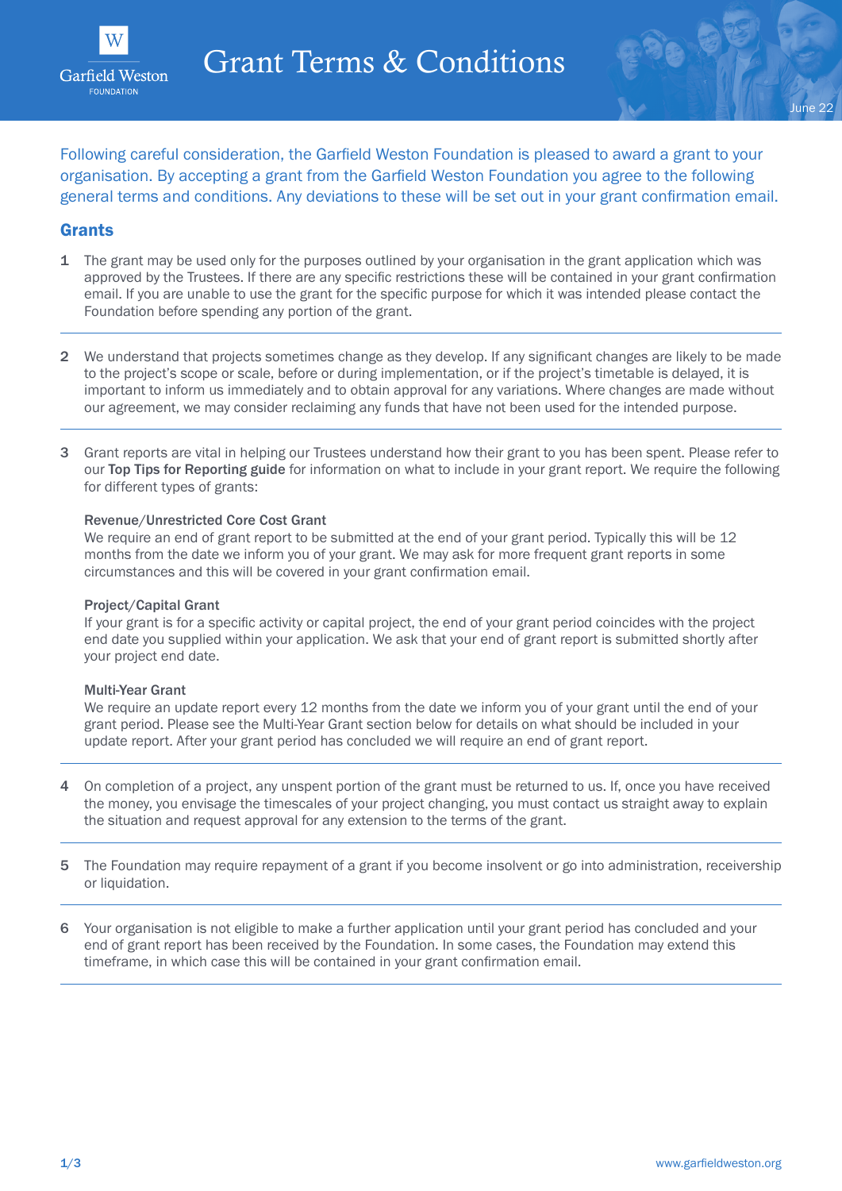# Grant Terms & Conditions

June 22

Following careful consideration, the Garfield Weston Foundation is pleased to award a grant to your organisation. By accepting a grant from the Garfield Weston Foundation you agree to the following general terms and conditions. Any deviations to these will be set out in your grant confirmation email.

## Grants

1. The grant may be used only for the purposes outlined by your organisation in the grant application which was approved by the Trustees. If there are any specific restrictions these will be contained in your grant confirmation email. If you are unable to use the grant for the specific purpose for which it was intended please contact the Foundation before spending any portion of the grant.

2. We understand that projects sometimes change as they develop. If any significant changes are likely to be made to the project's scope or scale, before or during implementation, or if the project's timetable is delayed, it is important to inform us immediately and to obtain approval for any variations. Where changes are made without our agreement, we may consider reclaiming any funds that have not been used for the intended purpose.

3. Grant reports are vital in helping our Trustees understand how their grant to you has been spent. Please refer to our **Top Tips for Reporting guide** for information on what to include in your grant report. We require the following for different types of grants:

   **Revenue/Unrestricted Core Cost Grant**
   We require an end of grant report to be submitted at the end of your grant period. Typically this will be 12 months from the date we inform you of your grant. We may ask for more frequent grant reports in some circumstances and this will be covered in your grant confirmation email.

   **Project/Capital Grant**
   If your grant is for a specific activity or capital project, the end of your grant period coincides with the project end date you supplied within your application. We ask that your end of grant report is submitted shortly after your project end date.

   **Multi-Year Grant**
   We require an update report every 12 months from the date we inform you of your grant until the end of your grant period. Please see the Multi-Year Grant section below for details on what should be included in your update report. After your grant period has concluded we will require an end of grant report.

4. On completion of a project, any unspent portion of the grant must be returned to us. If, once you have received the money, you envisage the timescales of your project changing, you must contact us straight away to explain the situation and request approval for any extension to the terms of the grant.

5. The Foundation may require repayment of a grant if you become insolvent or go into administration, receivership or liquidation.

6. Your organisation is not eligible to make a further application until your grant period has concluded and your end of grant report has been received by the Foundation. In some cases, the Foundation may extend this timeframe, in which case this will be contained in your grant confirmation email.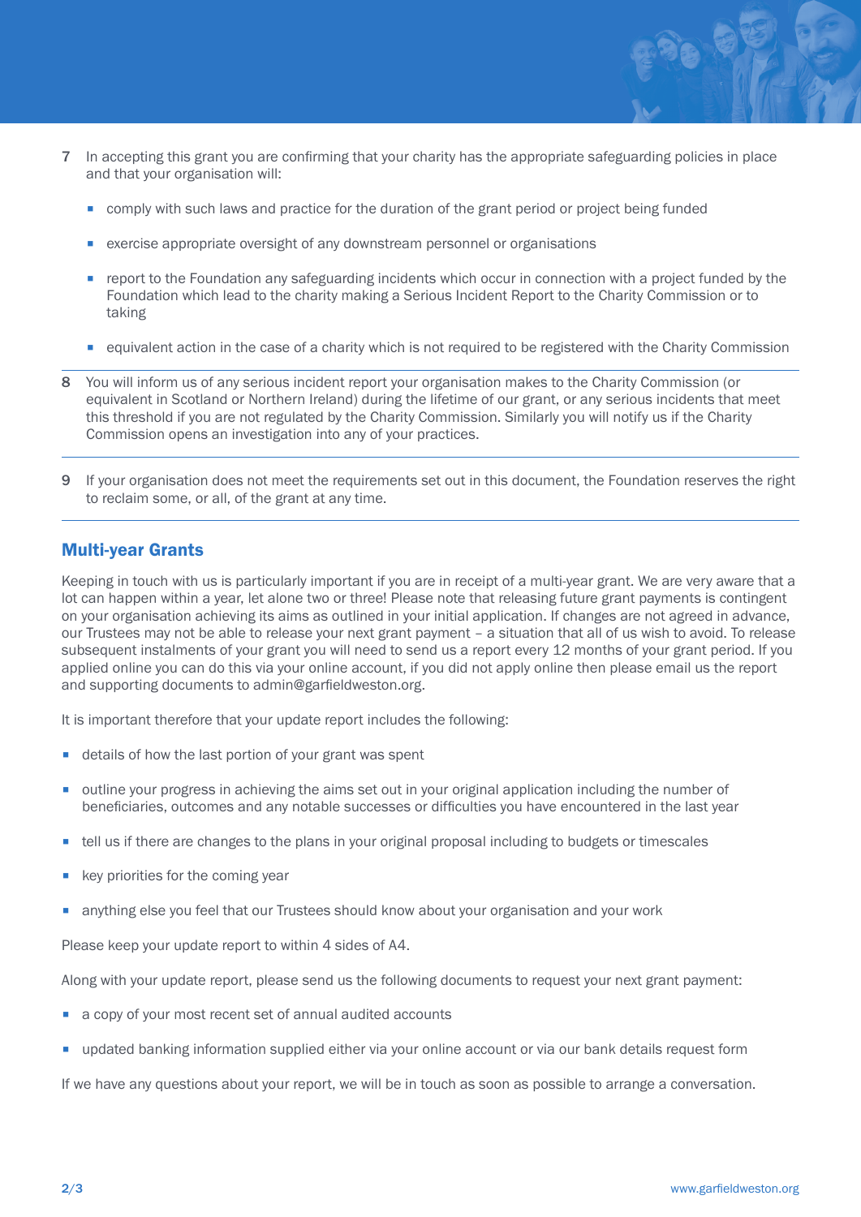7. In accepting this grant you are confirming that your charity has the appropriate safeguarding policies in place and that your organisation will:

   - comply with such laws and practice for the duration of the grant period or project being funded
   - exercise appropriate oversight of any downstream personnel or organisations
   - report to the Foundation any safeguarding incidents which occur in connection with a project funded by the Foundation which lead to the charity making a Serious Incident Report to the Charity Commission or to taking
   - equivalent action in the case of a charity which is not required to be registered with the Charity Commission

8. You will inform us of any serious incident report your organisation makes to the Charity Commission (or equivalent in Scotland or Northern Ireland) during the lifetime of our grant, or any serious incidents that meet this threshold if you are not regulated by the Charity Commission. Similarly you will notify us if the Charity Commission opens an investigation into any of your practices.

9. If your organisation does not meet the requirements set out in this document, the Foundation reserves the right to reclaim some, or all, of the grant at any time.

## Multi-year Grants

Keeping in touch with us is particularly important if you are in receipt of a multi-year grant. We are very aware that a lot can happen within a year, let alone two or three! Please note that releasing future grant payments is contingent on your organisation achieving its aims as outlined in your initial application. If changes are not agreed in advance, our Trustees may not be able to release your next grant payment – a situation that all of us wish to avoid. To release subsequent instalments of your grant you will need to send us a report every 12 months of your grant period. If you applied online you can do this via your online account, if you did not apply online then please email us the report and supporting documents to admin@garfieldweston.org.

It is important therefore that your update report includes the following:

- details of how the last portion of your grant was spent
- outline your progress in achieving the aims set out in your original application including the number of beneficiaries, outcomes and any notable successes or difficulties you have encountered in the last year
- tell us if there are changes to the plans in your original proposal including to budgets or timescales
- key priorities for the coming year
- anything else you feel that our Trustees should know about your organisation and your work

Please keep your update report to within 4 sides of A4.

Along with your update report, please send us the following documents to request your next grant payment:

- a copy of your most recent set of annual audited accounts
- updated banking information supplied either via your online account or via our bank details request form

If we have any questions about your report, we will be in touch as soon as possible to arrange a conversation.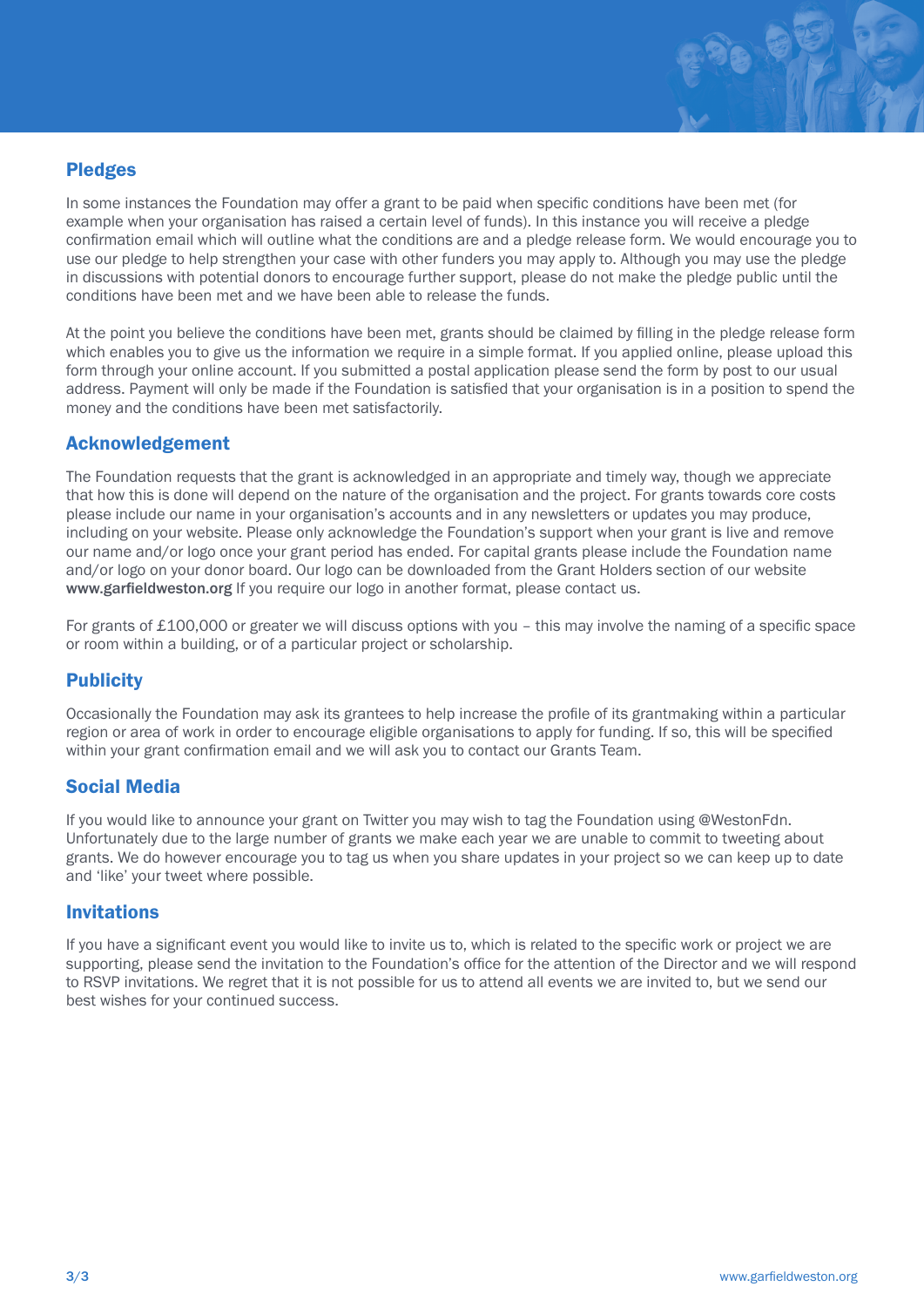## Pledges

In some instances the Foundation may offer a grant to be paid when specific conditions have been met (for example when your organisation has raised a certain level of funds). In this instance you will receive a pledge confirmation email which will outline what the conditions are and a pledge release form. We would encourage you to use our pledge to help strengthen your case with other funders you may apply to. Although you may use the pledge in discussions with potential donors to encourage further support, please do not make the pledge public until the conditions have been met and we have been able to release the funds.

At the point you believe the conditions have been met, grants should be claimed by filling in the pledge release form which enables you to give us the information we require in a simple format. If you applied online, please upload this form through your online account. If you submitted a postal application please send the form by post to our usual address. Payment will only be made if the Foundation is satisfied that your organisation is in a position to spend the money and the conditions have been met satisfactorily.

## Acknowledgement

The Foundation requests that the grant is acknowledged in an appropriate and timely way, though we appreciate that how this is done will depend on the nature of the organisation and the project. For grants towards core costs please include our name in your organisation's accounts and in any newsletters or updates you may produce, including on your website. Please only acknowledge the Foundation's support when your grant is live and remove our name and/or logo once your grant period has ended. For capital grants please include the Foundation name and/or logo on your donor board. Our logo can be downloaded from the Grant Holders section of our website **www.garfieldweston.org** If you require our logo in another format, please contact us.

For grants of £100,000 or greater we will discuss options with you – this may involve the naming of a specific space or room within a building, or of a particular project or scholarship.

## Publicity

Occasionally the Foundation may ask its grantees to help increase the profile of its grantmaking within a particular region or area of work in order to encourage eligible organisations to apply for funding. If so, this will be specified within your grant confirmation email and we will ask you to contact our Grants Team.

## Social Media

If you would like to announce your grant on Twitter you may wish to tag the Foundation using @WestonFdn. Unfortunately due to the large number of grants we make each year we are unable to commit to tweeting about grants. We do however encourage you to tag us when you share updates in your project so we can keep up to date and 'like' your tweet where possible.

## Invitations

If you have a significant event you would like to invite us to, which is related to the specific work or project we are supporting, please send the invitation to the Foundation's office for the attention of the Director and we will respond to RSVP invitations. We regret that it is not possible for us to attend all events we are invited to, but we send our best wishes for your continued success.